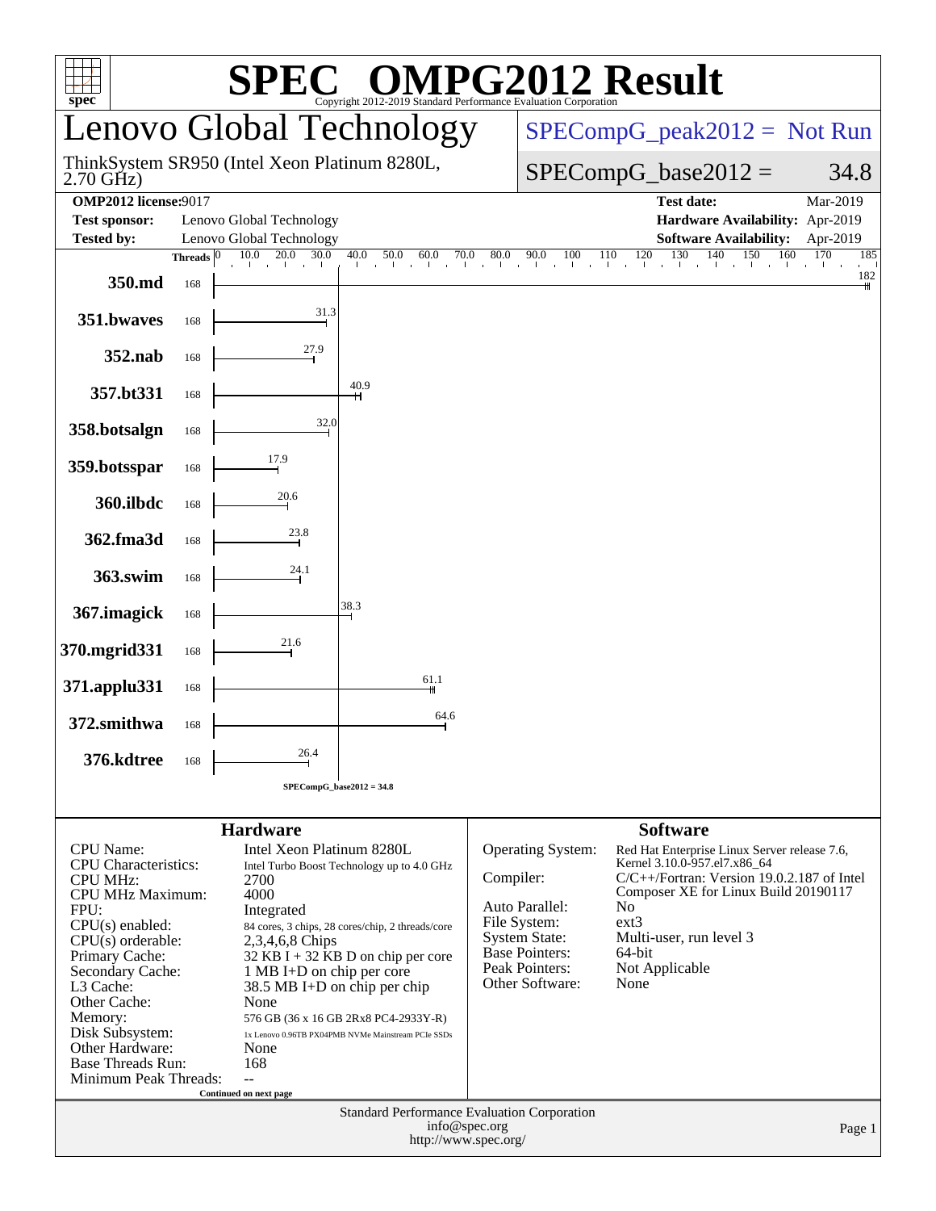# SPEC OMPG2012 Result

Copyright 2012-2019 Standard Performance Evaluation Corporation

## Lenovo Global Technology

ThinkSystem SR950 (Intel Xeon Platinum 8280L, 2.70 GHz)

SPECompG_peak2012 = Not Run

SPECompG_base2012 = 34.8

| | | | |
|---|---|---|---|
| **OMP2012 license:** | 9017 | **Test date:** | Mar-2019 |
| **Test sponsor:** | Lenovo Global Technology | **Hardware Availability:** | Apr-2019 |
| **Tested by:** | Lenovo Global Technology | **Software Availability:** | Apr-2019 |

| Benchmark | Threads | Base Ratio |
|---|---|---|
| 350.md | 168 | 182 |
| 351.bwaves | 168 | 31.3 |
| 352.nab | 168 | 27.9 |
| 357.bt331 | 168 | 40.9 |
| 358.botsalgn | 168 | 32.0 |
| 359.botsspar | 168 | 17.9 |
| 360.ilbdc | 168 | 20.6 |
| 362.fma3d | 168 | 23.8 |
| 363.swim | 168 | 24.1 |
| 367.imagick | 168 | 38.3 |
| 370.mgrid331 | 168 | 21.6 |
| 371.applu331 | 168 | 61.1 |
| 372.smithwa | 168 | 64.6 |
| 376.kdtree | 168 | 26.4 |

SPECompG_base2012 = 34.8

### Hardware

| | |
|---|---|
| CPU Name: | Intel Xeon Platinum 8280L |
| CPU Characteristics: | Intel Turbo Boost Technology up to 4.0 GHz |
| CPU MHz: | 2700 |
| CPU MHz Maximum: | 4000 |
| FPU: | Integrated |
| CPU(s) enabled: | 84 cores, 3 chips, 28 cores/chip, 2 threads/core |
| CPU(s) orderable: | 2,3,4,6,8 Chips |
| Primary Cache: | 32 KB I + 32 KB D on chip per core |
| Secondary Cache: | 1 MB I+D on chip per core |
| L3 Cache: | 38.5 MB I+D on chip per chip |
| Other Cache: | None |
| Memory: | 576 GB (36 x 16 GB 2Rx8 PC4-2933Y-R) |
| Disk Subsystem: | 1x Lenovo 0.96TB PX04PMB NVMe Mainstream PCIe SSDs |
| Other Hardware: | None |
| Base Threads Run: | 168 |
| Minimum Peak Threads: | -- |

Continued on next page

### Software

| | |
|---|---|
| Operating System: | Red Hat Enterprise Linux Server release 7.6, Kernel 3.10.0-957.el7.x86_64 |
| Compiler: | C/C++/Fortran: Version 19.0.2.187 of Intel Composer XE for Linux Build 20190117 |
| Auto Parallel: | No |
| File System: | ext3 |
| System State: | Multi-user, run level 3 |
| Base Pointers: | 64-bit |
| Peak Pointers: | Not Applicable |
| Other Software: | None |

Standard Performance Evaluation Corporation
info@spec.org
http://www.spec.org/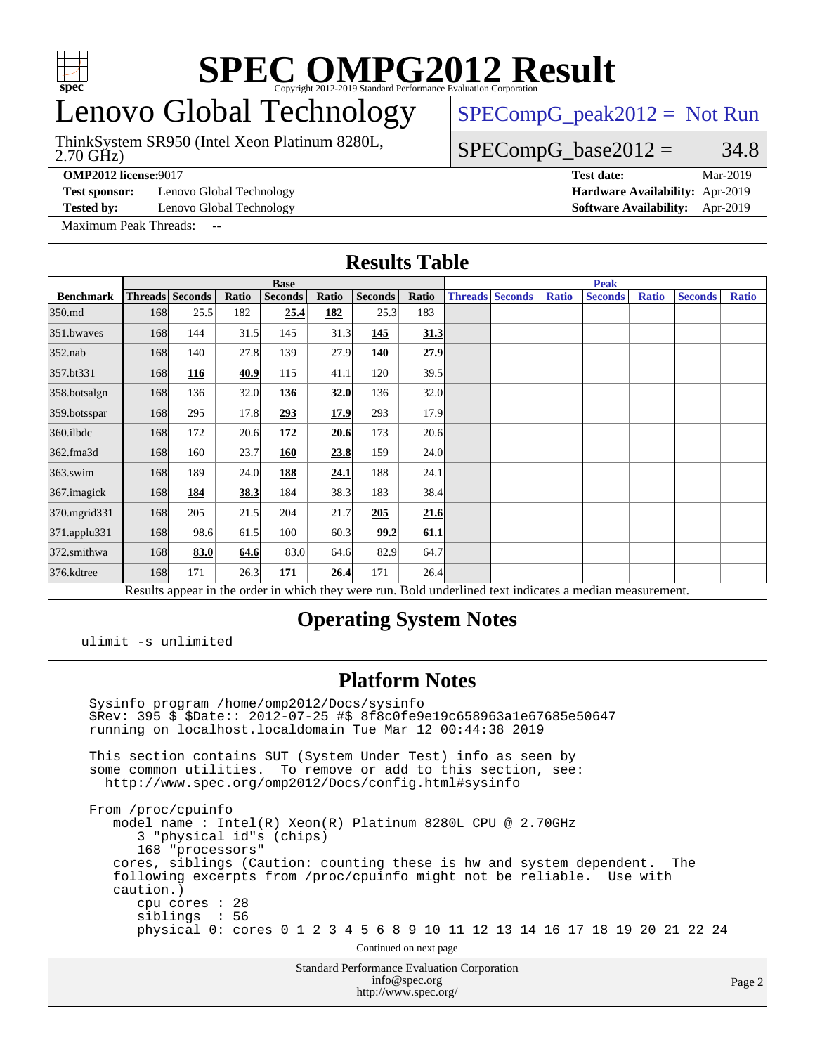# SPEC OMPG2012 Result

Copyright 2012-2019 Standard Performance Evaluation Corporation

## Lenovo Global Technology

ThinkSystem SR950 (Intel Xeon Platinum 8280L, 2.70 GHz)

SPECompG_peak2012 = Not Run

SPECompG_base2012 = 34.8

**OMP2012 license:** 9017
**Test sponsor:** Lenovo Global Technology
**Tested by:** Lenovo Global Technology
**Test date:** Mar-2019
**Hardware Availability:** Apr-2019
**Software Availability:** Apr-2019

Maximum Peak Threads: --

## Results Table

| | Base | | | | | | | Peak | | | | | | |
|---|---|---|---|---|---|---|---|---|---|---|---|---|---|---|
| **Benchmark** | **Threads** | **Seconds** | **Ratio** | **Seconds** | **Ratio** | **Seconds** | **Ratio** | **Threads** | **Seconds** | **Ratio** | **Seconds** | **Ratio** | **Seconds** | **Ratio** |
| 350.md | 168 | 25.5 | 182 | **25.4** | **182** | 25.3 | 183 | | | | | | | |
| 351.bwaves | 168 | 144 | 31.5 | 145 | 31.3 | **145** | **31.3** | | | | | | | |
| 352.nab | 168 | 140 | 27.8 | 139 | 27.9 | **140** | **27.9** | | | | | | | |
| 357.bt331 | 168 | **116** | **40.9** | 115 | 41.1 | 120 | 39.5 | | | | | | | |
| 358.botsalgn | 168 | 136 | 32.0 | **136** | **32.0** | 136 | 32.0 | | | | | | | |
| 359.botsspar | 168 | 295 | 17.8 | **293** | **17.9** | 293 | 17.9 | | | | | | | |
| 360.ilbdc | 168 | 172 | 20.6 | **172** | **20.6** | 173 | 20.6 | | | | | | | |
| 362.fma3d | 168 | 160 | 23.7 | **160** | **23.8** | 159 | 24.0 | | | | | | | |
| 363.swim | 168 | 189 | 24.0 | **188** | **24.1** | 188 | 24.1 | | | | | | | |
| 367.imagick | 168 | **184** | **38.3** | 184 | 38.3 | 183 | 38.4 | | | | | | | |
| 370.mgrid331 | 168 | 205 | 21.5 | 204 | 21.7 | **205** | **21.6** | | | | | | | |
| 371.applu331 | 168 | 98.6 | 61.5 | 100 | 60.3 | **99.2** | **61.1** | | | | | | | |
| 372.smithwa | 168 | **83.0** | **64.6** | 83.0 | 64.6 | 82.9 | 64.7 | | | | | | | |
| 376.kdtree | 168 | 171 | 26.3 | **171** | **26.4** | 171 | 26.4 | | | | | | | |

Results appear in the order in which they were run. Bold underlined text indicates a median measurement.

## Operating System Notes

```
ulimit -s unlimited
```

## Platform Notes

```
Sysinfo program /home/omp2012/Docs/sysinfo
$Rev: 395 $ $Date:: 2012-07-25 #$ 8f8c0fe9e19c658963a1e67685e50647
running on localhost.localdomain Tue Mar 12 00:44:38 2019

This section contains SUT (System Under Test) info as seen by
some common utilities.  To remove or add to this section, see:
  http://www.spec.org/omp2012/Docs/config.html#sysinfo

From /proc/cpuinfo
   model name : Intel(R) Xeon(R) Platinum 8280L CPU @ 2.70GHz
      3 "physical id"s (chips)
      168 "processors"
   cores, siblings (Caution: counting these is hw and system dependent.  The
   following excerpts from /proc/cpuinfo might not be reliable.  Use with
   caution.)
      cpu cores : 28
      siblings  : 56
      physical 0: cores 0 1 2 3 4 5 6 8 9 10 11 12 13 14 16 17 18 19 20 21 22 24
```

Continued on next page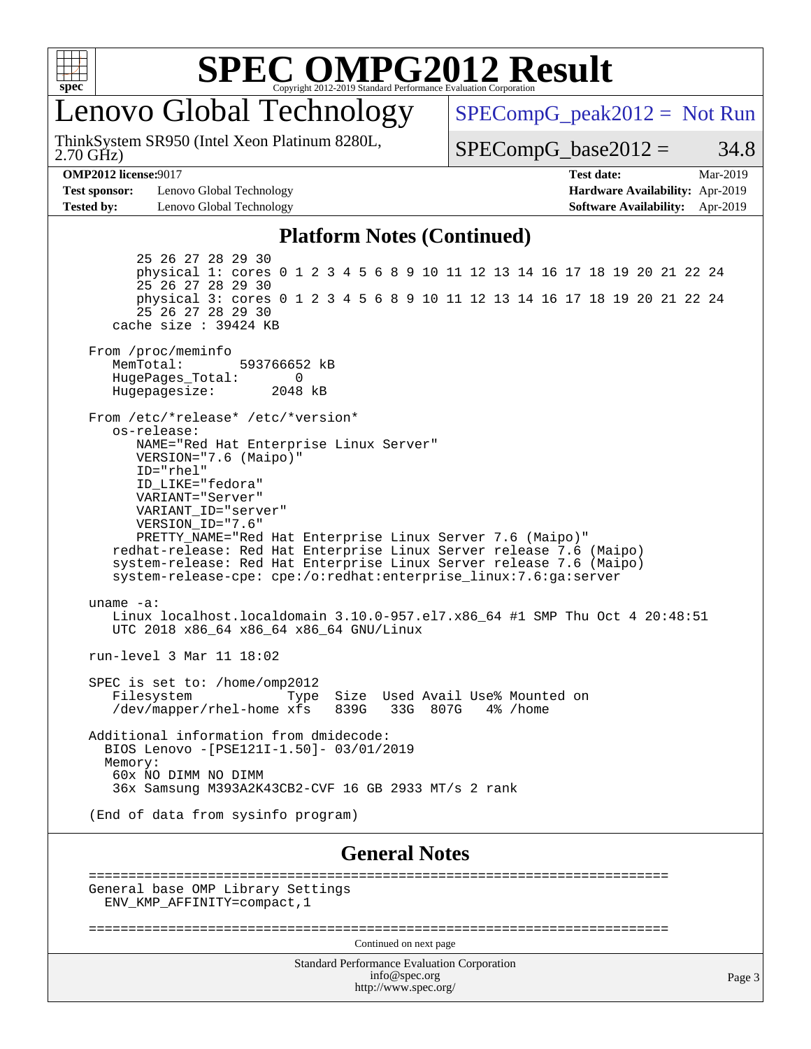# SPEC OMPG2012 Result

Copyright 2012-2019 Standard Performance Evaluation Corporation

## Lenovo Global Technology

ThinkSystem SR950 (Intel Xeon Platinum 8280L, 2.70 GHz)

SPECompG_peak2012 = Not Run

SPECompG_base2012 = 34.8

**OMP2012 license:** 9017
**Test sponsor:** Lenovo Global Technology
**Tested by:** Lenovo Global Technology
**Test date:** Mar-2019
**Hardware Availability:** Apr-2019
**Software Availability:** Apr-2019

### Platform Notes (Continued)

```
        25 26 27 28 29 30
        physical 1: cores 0 1 2 3 4 5 6 8 9 10 11 12 13 14 16 17 18 19 20 21 22 24
        25 26 27 28 29 30
        physical 3: cores 0 1 2 3 4 5 6 8 9 10 11 12 13 14 16 17 18 19 20 21 22 24
        25 26 27 28 29 30
     cache size : 39424 KB

  From /proc/meminfo
     MemTotal:       593766652 kB
     HugePages_Total:       0
     Hugepagesize:       2048 kB

  From /etc/*release* /etc/*version*
     os-release:
        NAME="Red Hat Enterprise Linux Server"
        VERSION="7.6 (Maipo)"
        ID="rhel"
        ID_LIKE="fedora"
        VARIANT="Server"
        VARIANT_ID="server"
        VERSION_ID="7.6"
        PRETTY_NAME="Red Hat Enterprise Linux Server 7.6 (Maipo)"
     redhat-release: Red Hat Enterprise Linux Server release 7.6 (Maipo)
     system-release: Red Hat Enterprise Linux Server release 7.6 (Maipo)
     system-release-cpe: cpe:/o:redhat:enterprise_linux:7.6:ga:server

  uname -a:
     Linux localhost.localdomain 3.10.0-957.el7.x86_64 #1 SMP Thu Oct 4 20:48:51
     UTC 2018 x86_64 x86_64 x86_64 GNU/Linux

  run-level 3 Mar 11 18:02

  SPEC is set to: /home/omp2012
     Filesystem            Type  Size  Used Avail Use% Mounted on
     /dev/mapper/rhel-home xfs   839G   33G  807G   4% /home

  Additional information from dmidecode:
    BIOS Lenovo -[PSE121I-1.50]- 03/01/2019
    Memory:
     60x NO DIMM NO DIMM
     36x Samsung M393A2K43CB2-CVF 16 GB 2933 MT/s 2 rank

  (End of data from sysinfo program)
```

### General Notes

```
  ========================================================================
  General base OMP Library Settings
    ENV_KMP_AFFINITY=compact,1

  ========================================================================
```

Continued on next page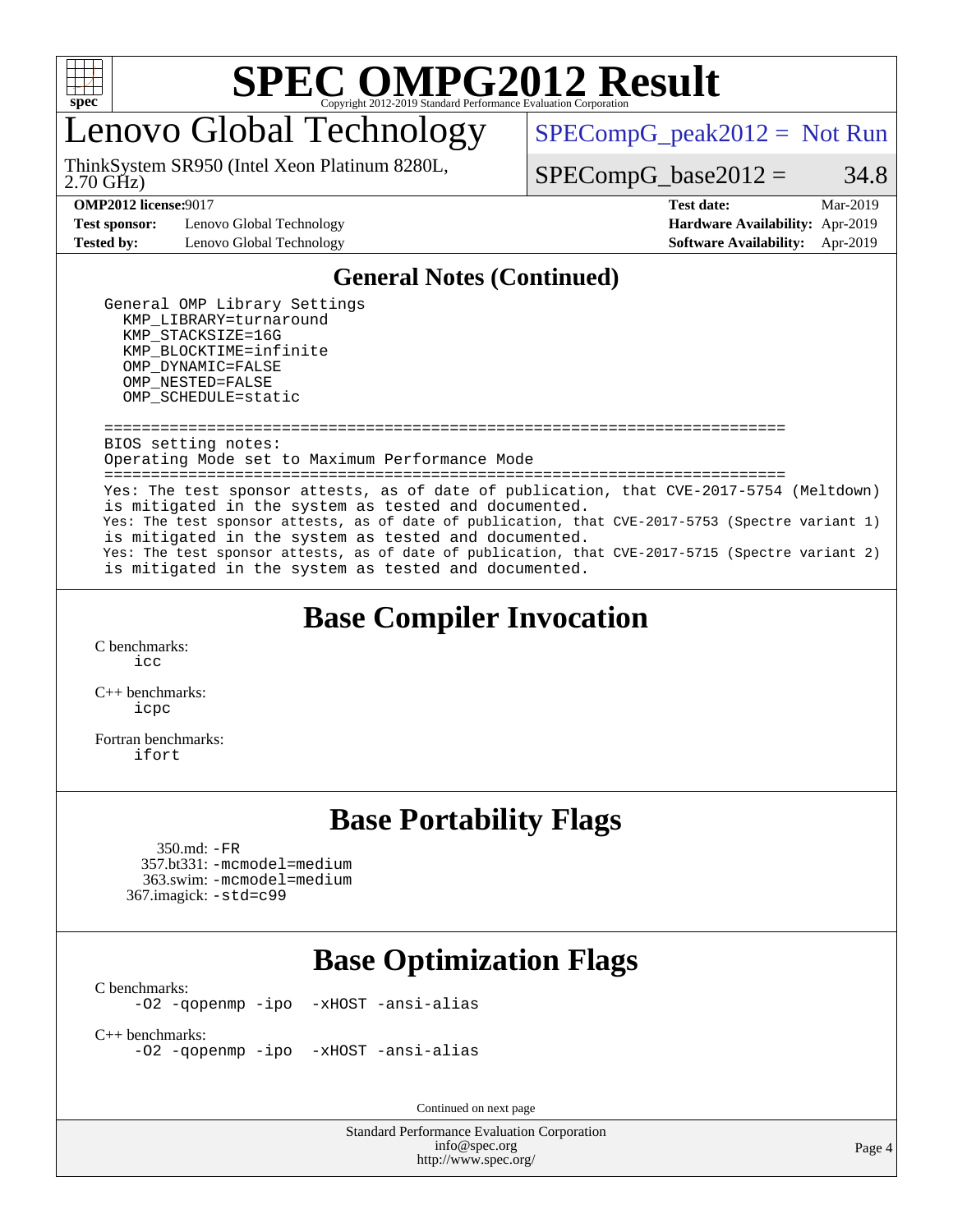## General Notes (Continued)

```
General OMP Library Settings
  KMP_LIBRARY=turnaround
  KMP_STACKSIZE=16G
  KMP_BLOCKTIME=infinite
  OMP_DYNAMIC=FALSE
  OMP_NESTED=FALSE
  OMP_SCHEDULE=static

==========================================================================
BIOS setting notes:
Operating Mode set to Maximum Performance Mode
==========================================================================
Yes: The test sponsor attests, as of date of publication, that CVE-2017-5754 (Meltdown)
is mitigated in the system as tested and documented.
Yes: The test sponsor attests, as of date of publication, that CVE-2017-5753 (Spectre variant 1)
is mitigated in the system as tested and documented.
Yes: The test sponsor attests, as of date of publication, that CVE-2017-5715 (Spectre variant 2)
is mitigated in the system as tested and documented.
```

## Base Compiler Invocation

C benchmarks:
icc

C++ benchmarks:
icpc

Fortran benchmarks:
ifort

## Base Portability Flags

350.md: -FR
357.bt331: -mcmodel=medium
363.swim: -mcmodel=medium
367.imagick: -std=c99

## Base Optimization Flags

C benchmarks:
-O2 -qopenmp -ipo -xHOST -ansi-alias

C++ benchmarks:
-O2 -qopenmp -ipo -xHOST -ansi-alias

Continued on next page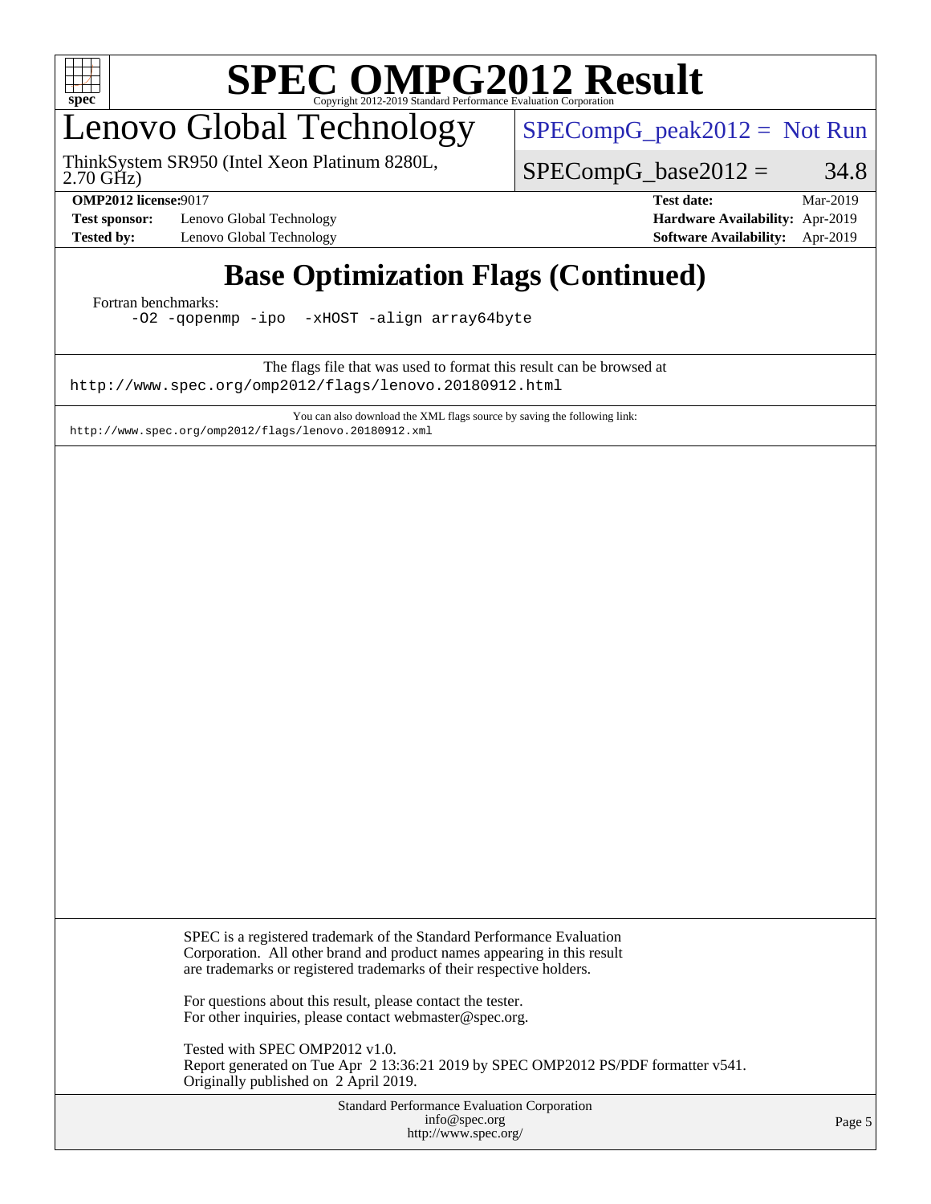# Base Optimization Flags (Continued)

Fortran benchmarks:

```
-O2 -qopenmp -ipo  -xHOST -align array64byte
```

The flags file that was used to format this result can be browsed at
http://www.spec.org/omp2012/flags/lenovo.20180912.html

You can also download the XML flags source by saving the following link:
http://www.spec.org/omp2012/flags/lenovo.20180912.xml

SPEC is a registered trademark of the Standard Performance Evaluation Corporation. All other brand and product names appearing in this result are trademarks or registered trademarks of their respective holders.

For questions about this result, please contact the tester.
For other inquiries, please contact webmaster@spec.org.

Tested with SPEC OMP2012 v1.0.
Report generated on Tue Apr 2 13:36:21 2019 by SPEC OMP2012 PS/PDF formatter v541.
Originally published on 2 April 2019.